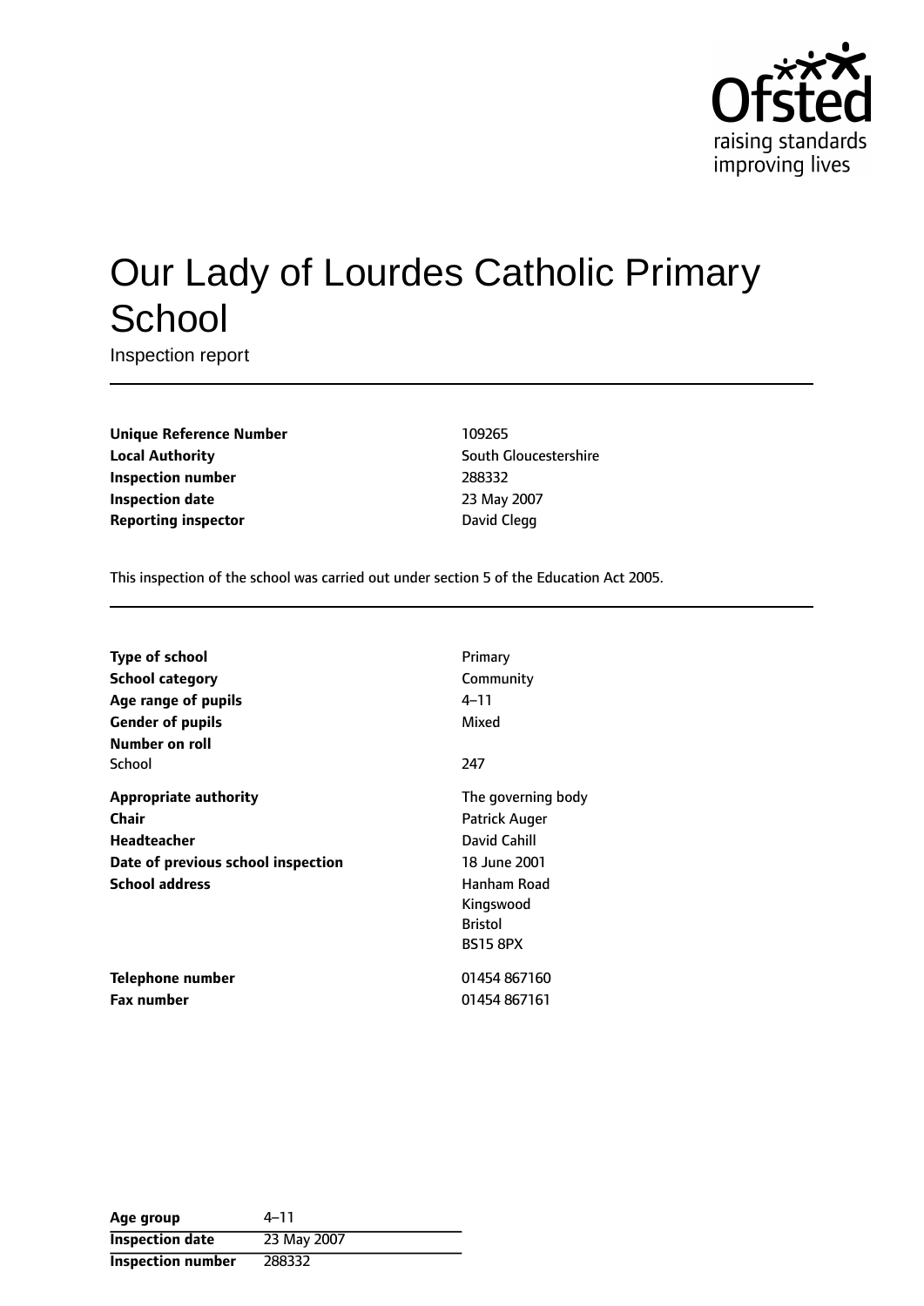# Our Lady of Lourdes Catholic Primary School

Inspection report

| | |
|---|---|
| **Unique Reference Number** | 109265 |
| **Local Authority** | South Gloucestershire |
| **Inspection number** | 288332 |
| **Inspection date** | 23 May 2007 |
| **Reporting inspector** | David Clegg |

This inspection of the school was carried out under section 5 of the Education Act 2005.

| | |
|---|---|
| **Type of school** | Primary |
| **School category** | Community |
| **Age range of pupils** | 4–11 |
| **Gender of pupils** | Mixed |
| **Number on roll** | |
| School | 247 |
| **Appropriate authority** | The governing body |
| **Chair** | Patrick Auger |
| **Headteacher** | David Cahill |
| **Date of previous school inspection** | 18 June 2001 |
| **School address** | Hanham Road<br>Kingswood<br>Bristol<br>BS15 8PX |
| **Telephone number** | 01454 867160 |
| **Fax number** | 01454 867161 |

| | |
|---|---|
| **Age group** | 4–11 |
| **Inspection date** | 23 May 2007 |
| **Inspection number** | 288332 |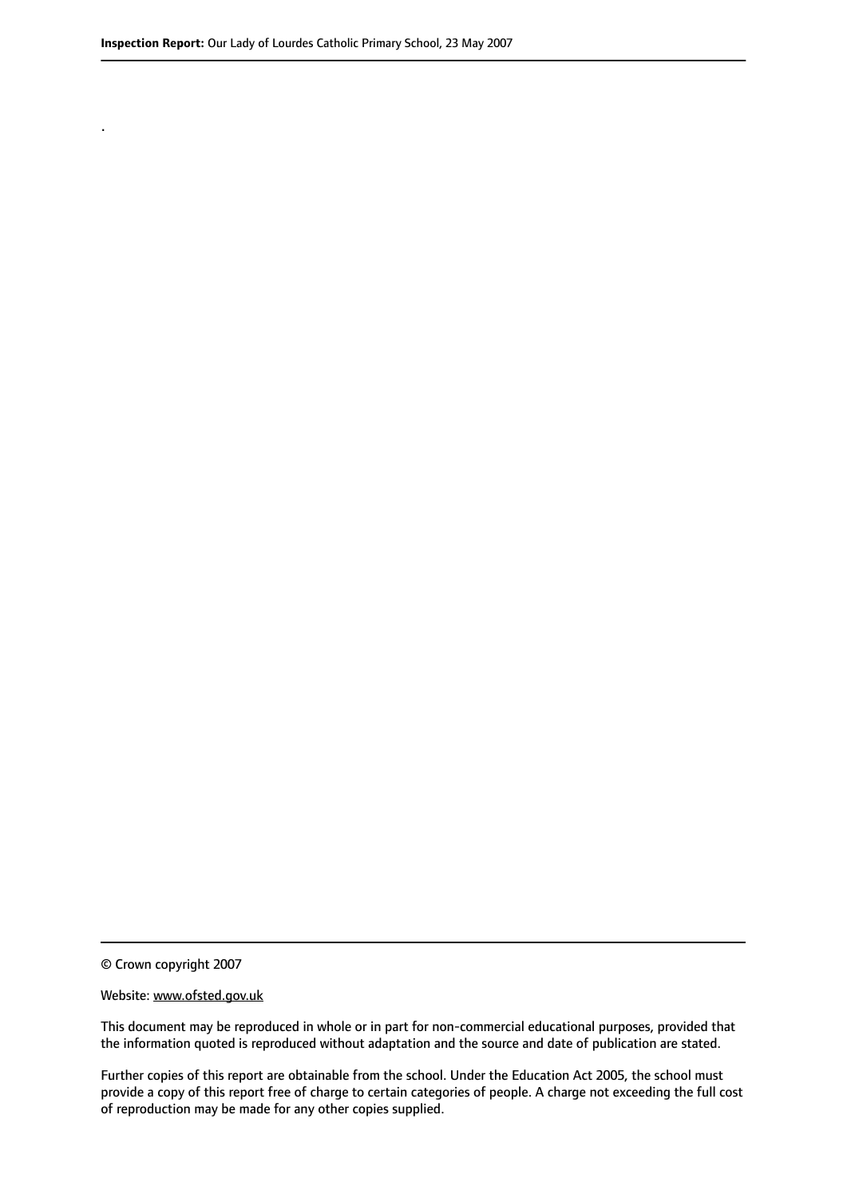.

© Crown copyright 2007

Website: www.ofsted.gov.uk

This document may be reproduced in whole or in part for non-commercial educational purposes, provided that the information quoted is reproduced without adaptation and the source and date of publication are stated.

Further copies of this report are obtainable from the school. Under the Education Act 2005, the school must provide a copy of this report free of charge to certain categories of people. A charge not exceeding the full cost of reproduction may be made for any other copies supplied.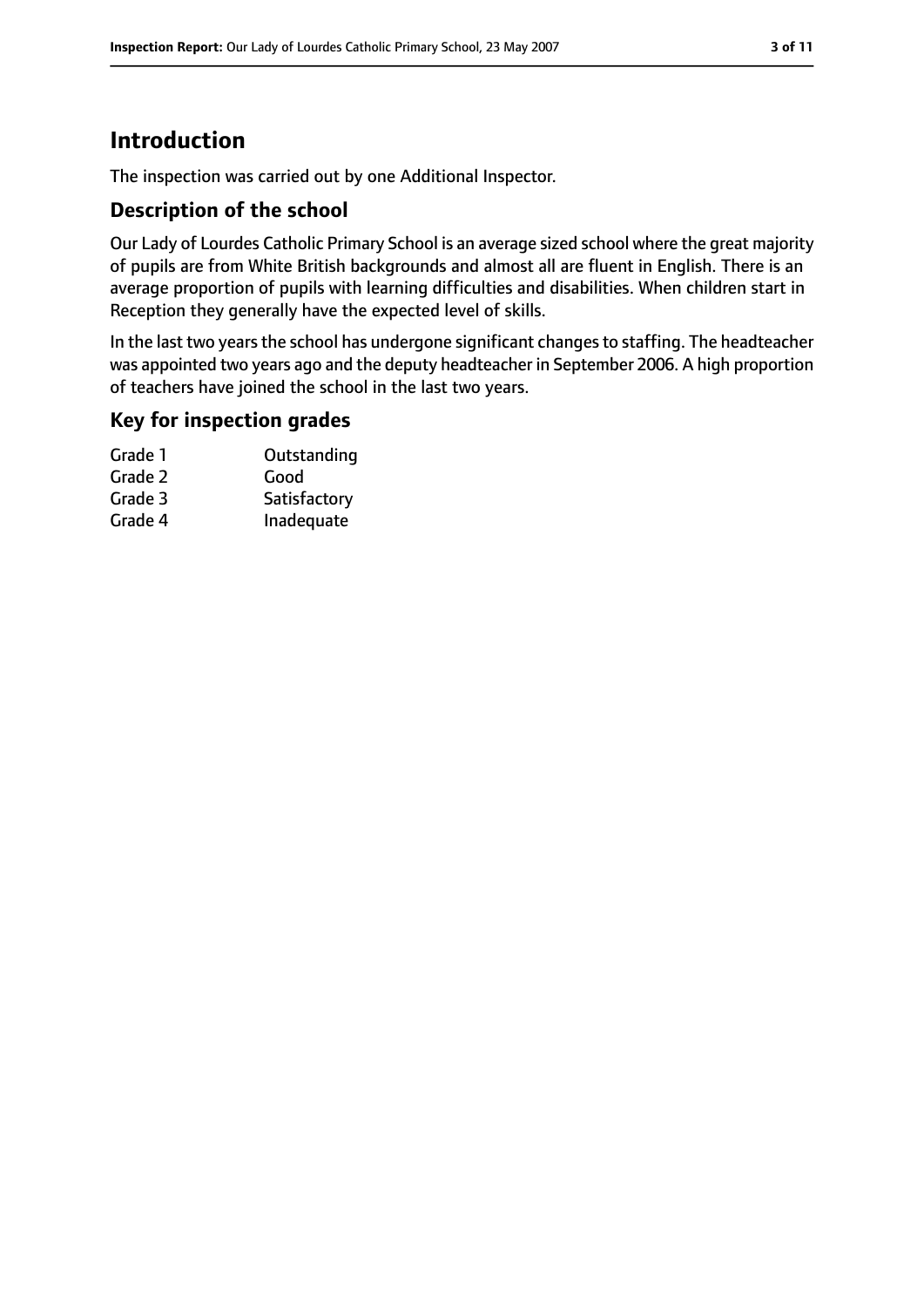# Introduction

The inspection was carried out by one Additional Inspector.

## Description of the school

Our Lady of Lourdes Catholic Primary School is an average sized school where the great majority of pupils are from White British backgrounds and almost all are fluent in English. There is an average proportion of pupils with learning difficulties and disabilities. When children start in Reception they generally have the expected level of skills.

In the last two years the school has undergone significant changes to staffing. The headteacher was appointed two years ago and the deputy headteacher in September 2006. A high proportion of teachers have joined the school in the last two years.

## Key for inspection grades

| | |
|---|---|
| Grade 1 | Outstanding |
| Grade 2 | Good |
| Grade 3 | Satisfactory |
| Grade 4 | Inadequate |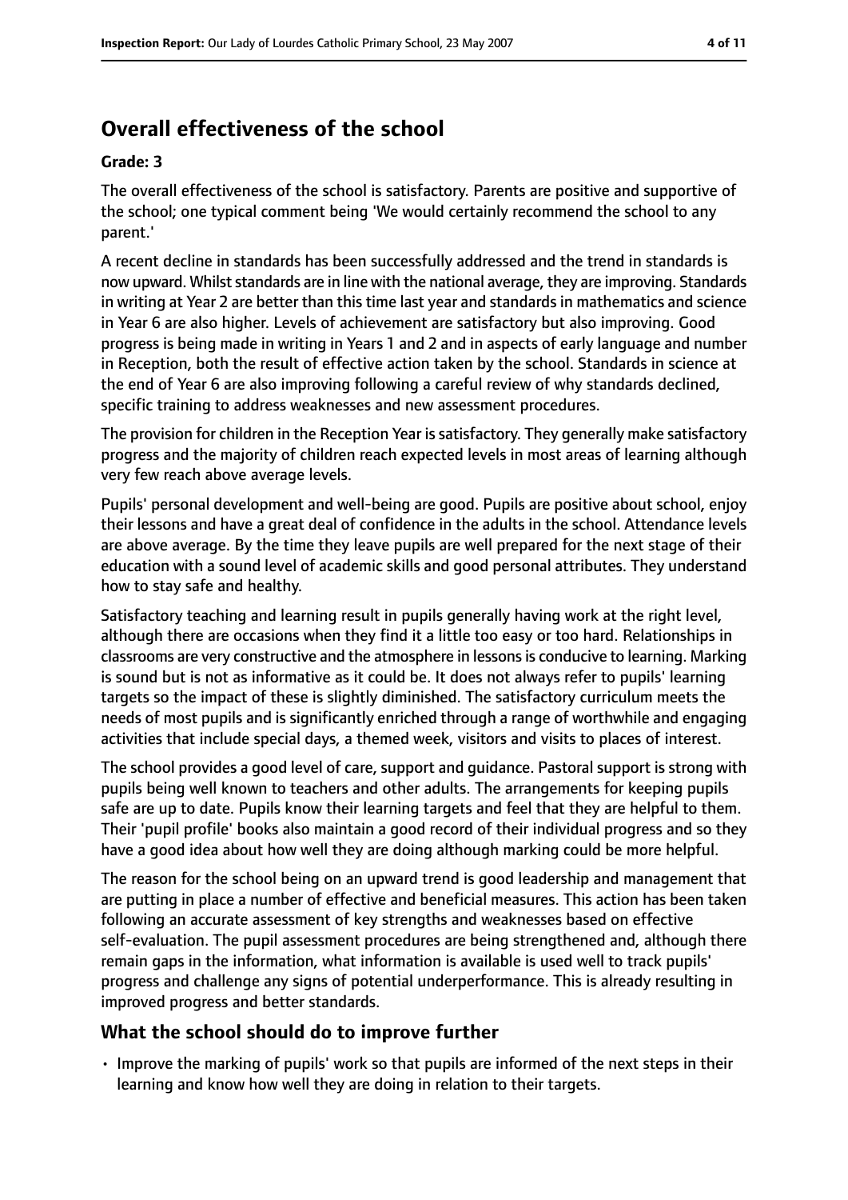## Overall effectiveness of the school

#### Grade: 3

The overall effectiveness of the school is satisfactory. Parents are positive and supportive of the school; one typical comment being 'We would certainly recommend the school to any parent.'

A recent decline in standards has been successfully addressed and the trend in standards is now upward. Whilst standards are in line with the national average, they are improving. Standards in writing at Year 2 are better than this time last year and standards in mathematics and science in Year 6 are also higher. Levels of achievement are satisfactory but also improving. Good progress is being made in writing in Years 1 and 2 and in aspects of early language and number in Reception, both the result of effective action taken by the school. Standards in science at the end of Year 6 are also improving following a careful review of why standards declined, specific training to address weaknesses and new assessment procedures.

The provision for children in the Reception Year is satisfactory. They generally make satisfactory progress and the majority of children reach expected levels in most areas of learning although very few reach above average levels.

Pupils' personal development and well-being are good. Pupils are positive about school, enjoy their lessons and have a great deal of confidence in the adults in the school. Attendance levels are above average. By the time they leave pupils are well prepared for the next stage of their education with a sound level of academic skills and good personal attributes. They understand how to stay safe and healthy.

Satisfactory teaching and learning result in pupils generally having work at the right level, although there are occasions when they find it a little too easy or too hard. Relationships in classrooms are very constructive and the atmosphere in lessons is conducive to learning. Marking is sound but is not as informative as it could be. It does not always refer to pupils' learning targets so the impact of these is slightly diminished. The satisfactory curriculum meets the needs of most pupils and is significantly enriched through a range of worthwhile and engaging activities that include special days, a themed week, visitors and visits to places of interest.

The school provides a good level of care, support and guidance. Pastoral support is strong with pupils being well known to teachers and other adults. The arrangements for keeping pupils safe are up to date. Pupils know their learning targets and feel that they are helpful to them. Their 'pupil profile' books also maintain a good record of their individual progress and so they have a good idea about how well they are doing although marking could be more helpful.

The reason for the school being on an upward trend is good leadership and management that are putting in place a number of effective and beneficial measures. This action has been taken following an accurate assessment of key strengths and weaknesses based on effective self-evaluation. The pupil assessment procedures are being strengthened and, although there remain gaps in the information, what information is available is used well to track pupils' progress and challenge any signs of potential underperformance. This is already resulting in improved progress and better standards.

### What the school should do to improve further

- Improve the marking of pupils' work so that pupils are informed of the next steps in their learning and know how well they are doing in relation to their targets.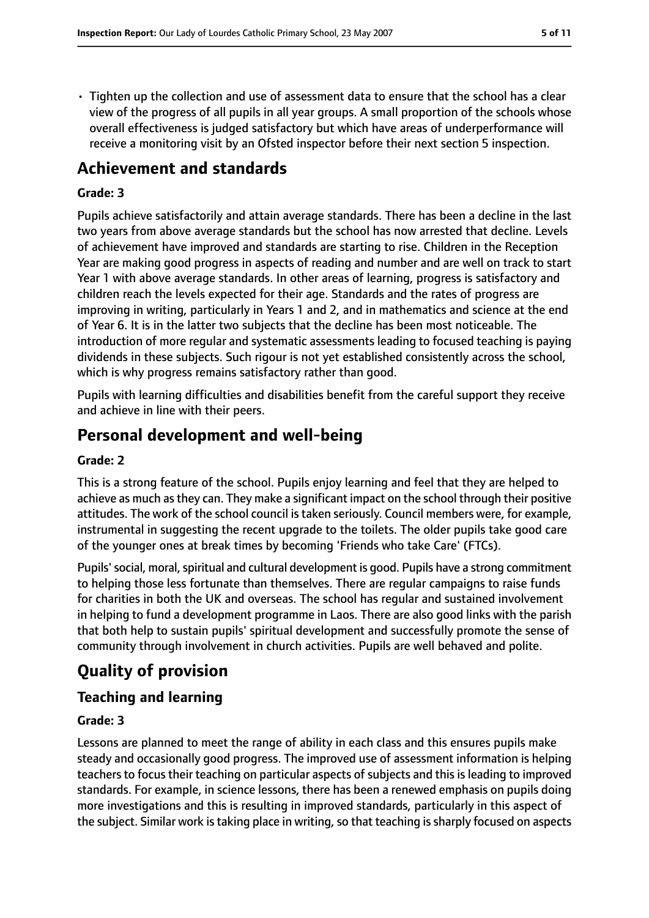- Tighten up the collection and use of assessment data to ensure that the school has a clear view of the progress of all pupils in all year groups. A small proportion of the schools whose overall effectiveness is judged satisfactory but which have areas of underperformance will receive a monitoring visit by an Ofsted inspector before their next section 5 inspection.

## Achievement and standards

### Grade: 3

Pupils achieve satisfactorily and attain average standards. There has been a decline in the last two years from above average standards but the school has now arrested that decline. Levels of achievement have improved and standards are starting to rise. Children in the Reception Year are making good progress in aspects of reading and number and are well on track to start Year 1 with above average standards. In other areas of learning, progress is satisfactory and children reach the levels expected for their age. Standards and the rates of progress are improving in writing, particularly in Years 1 and 2, and in mathematics and science at the end of Year 6. It is in the latter two subjects that the decline has been most noticeable. The introduction of more regular and systematic assessments leading to focused teaching is paying dividends in these subjects. Such rigour is not yet established consistently across the school, which is why progress remains satisfactory rather than good.

Pupils with learning difficulties and disabilities benefit from the careful support they receive and achieve in line with their peers.

## Personal development and well-being

### Grade: 2

This is a strong feature of the school. Pupils enjoy learning and feel that they are helped to achieve as much as they can. They make a significant impact on the school through their positive attitudes. The work of the school council is taken seriously. Council members were, for example, instrumental in suggesting the recent upgrade to the toilets. The older pupils take good care of the younger ones at break times by becoming 'Friends who take Care' (FTCs).

Pupils' social, moral, spiritual and cultural development is good. Pupils have a strong commitment to helping those less fortunate than themselves. There are regular campaigns to raise funds for charities in both the UK and overseas. The school has regular and sustained involvement in helping to fund a development programme in Laos. There are also good links with the parish that both help to sustain pupils' spiritual development and successfully promote the sense of community through involvement in church activities. Pupils are well behaved and polite.

# Quality of provision

## Teaching and learning

### Grade: 3

Lessons are planned to meet the range of ability in each class and this ensures pupils make steady and occasionally good progress. The improved use of assessment information is helping teachers to focus their teaching on particular aspects of subjects and this is leading to improved standards. For example, in science lessons, there has been a renewed emphasis on pupils doing more investigations and this is resulting in improved standards, particularly in this aspect of the subject. Similar work is taking place in writing, so that teaching is sharply focused on aspects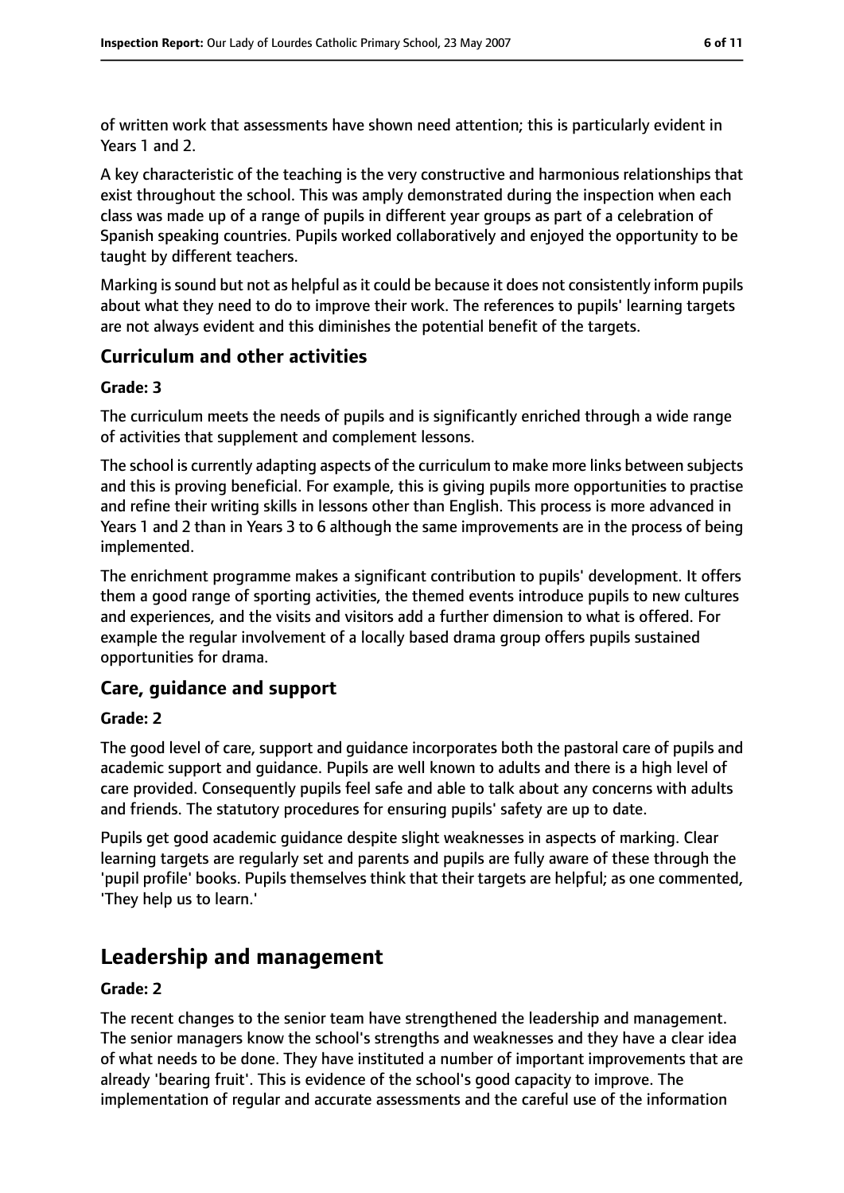of written work that assessments have shown need attention; this is particularly evident in Years 1 and 2.

A key characteristic of the teaching is the very constructive and harmonious relationships that exist throughout the school. This was amply demonstrated during the inspection when each class was made up of a range of pupils in different year groups as part of a celebration of Spanish speaking countries. Pupils worked collaboratively and enjoyed the opportunity to be taught by different teachers.

Marking is sound but not as helpful as it could be because it does not consistently inform pupils about what they need to do to improve their work. The references to pupils' learning targets are not always evident and this diminishes the potential benefit of the targets.

### Curriculum and other activities

#### Grade: 3

The curriculum meets the needs of pupils and is significantly enriched through a wide range of activities that supplement and complement lessons.

The school is currently adapting aspects of the curriculum to make more links between subjects and this is proving beneficial. For example, this is giving pupils more opportunities to practise and refine their writing skills in lessons other than English. This process is more advanced in Years 1 and 2 than in Years 3 to 6 although the same improvements are in the process of being implemented.

The enrichment programme makes a significant contribution to pupils' development. It offers them a good range of sporting activities, the themed events introduce pupils to new cultures and experiences, and the visits and visitors add a further dimension to what is offered. For example the regular involvement of a locally based drama group offers pupils sustained opportunities for drama.

### Care, guidance and support

#### Grade: 2

The good level of care, support and guidance incorporates both the pastoral care of pupils and academic support and guidance. Pupils are well known to adults and there is a high level of care provided. Consequently pupils feel safe and able to talk about any concerns with adults and friends. The statutory procedures for ensuring pupils' safety are up to date.

Pupils get good academic guidance despite slight weaknesses in aspects of marking. Clear learning targets are regularly set and parents and pupils are fully aware of these through the 'pupil profile' books. Pupils themselves think that their targets are helpful; as one commented, 'They help us to learn.'

## Leadership and management

#### Grade: 2

The recent changes to the senior team have strengthened the leadership and management. The senior managers know the school's strengths and weaknesses and they have a clear idea of what needs to be done. They have instituted a number of important improvements that are already 'bearing fruit'. This is evidence of the school's good capacity to improve. The implementation of regular and accurate assessments and the careful use of the information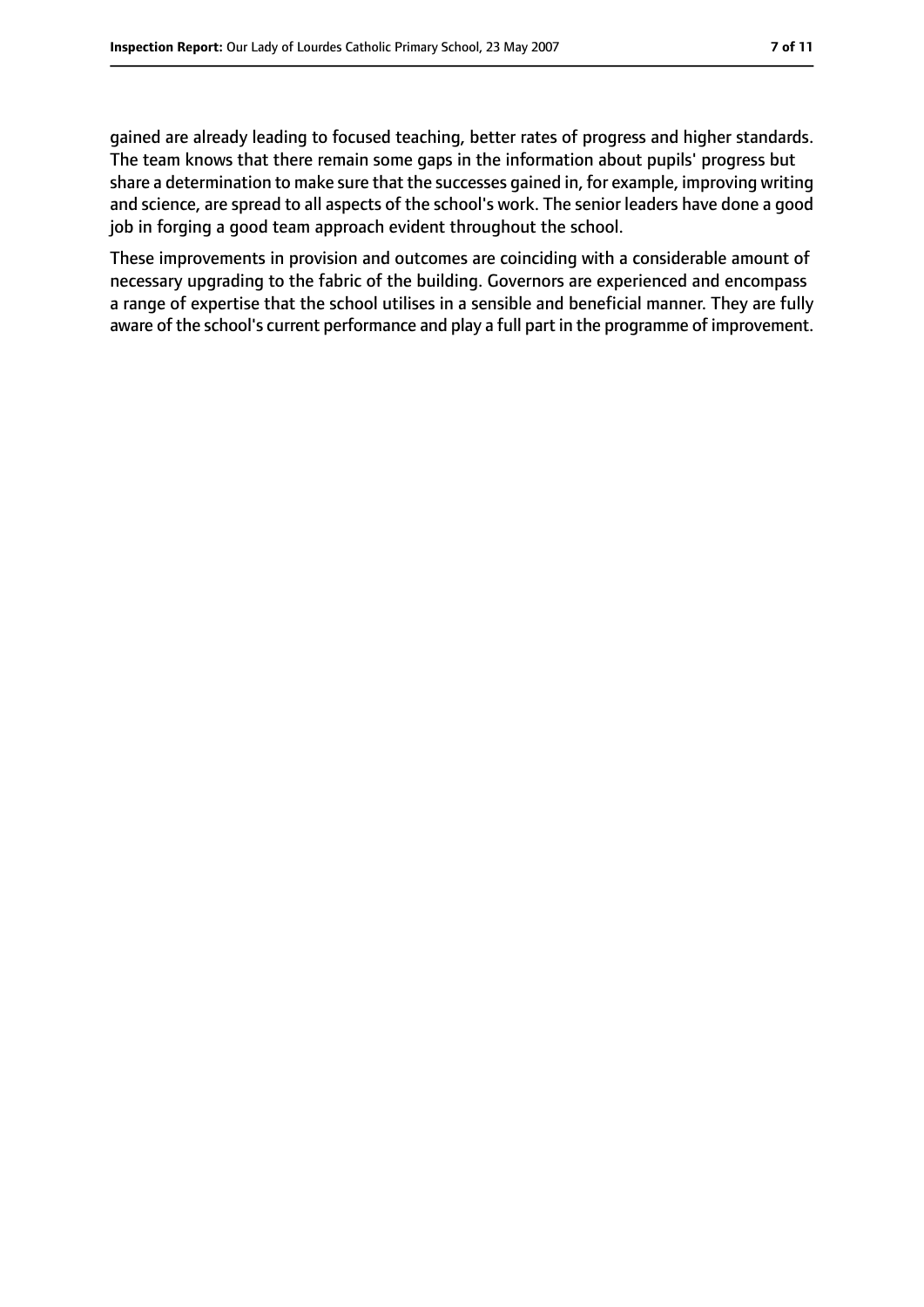gained are already leading to focused teaching, better rates of progress and higher standards. The team knows that there remain some gaps in the information about pupils' progress but share a determination to make sure that the successes gained in, for example, improving writing and science, are spread to all aspects of the school's work. The senior leaders have done a good job in forging a good team approach evident throughout the school.

These improvements in provision and outcomes are coinciding with a considerable amount of necessary upgrading to the fabric of the building. Governors are experienced and encompass a range of expertise that the school utilises in a sensible and beneficial manner. They are fully aware of the school's current performance and play a full part in the programme of improvement.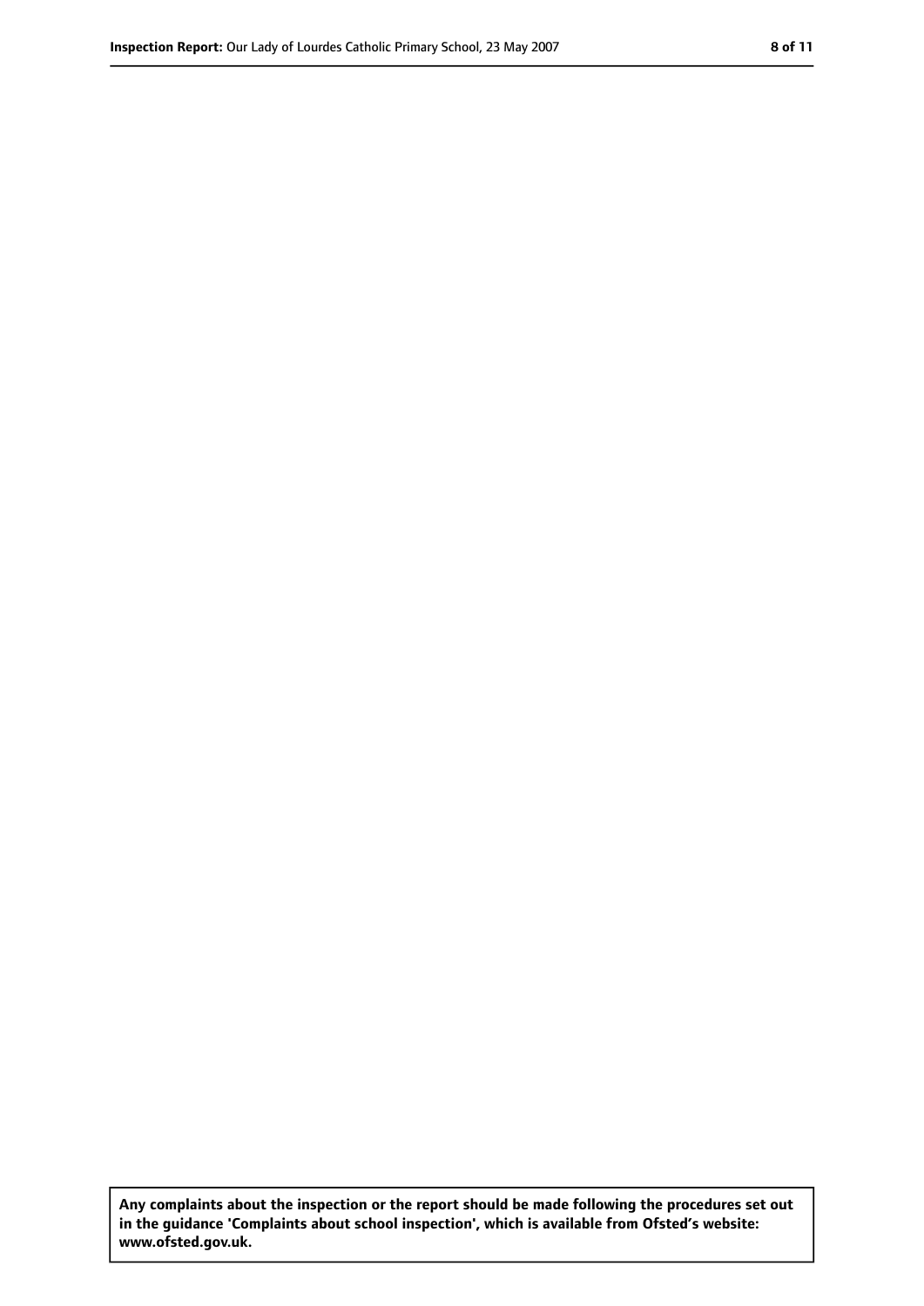**Any complaints about the inspection or the report should be made following the procedures set out in the guidance 'Complaints about school inspection', which is available from Ofsted's website: www.ofsted.gov.uk.**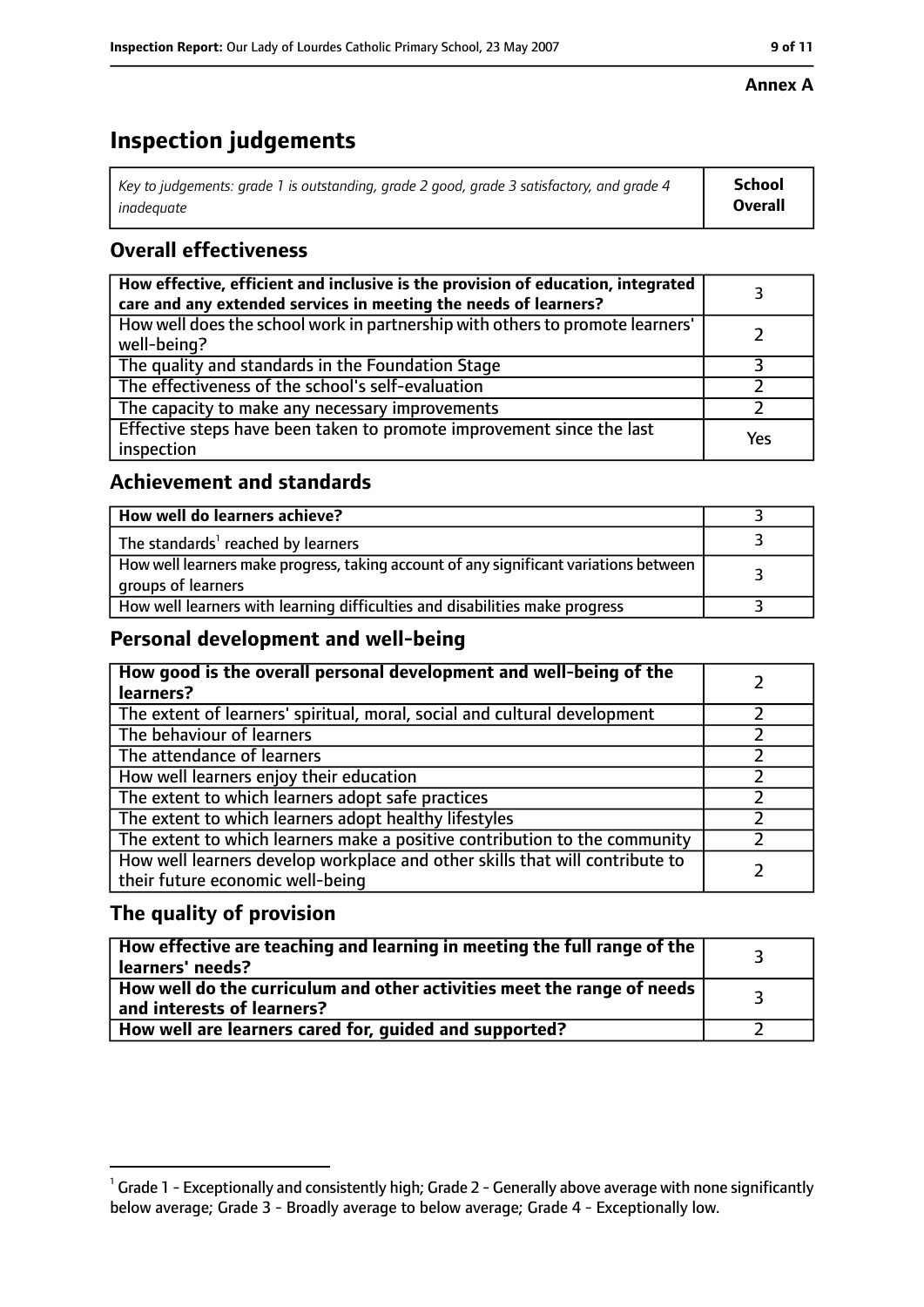**Annex A**

# Inspection judgements

| *Key to judgements: grade 1 is outstanding, grade 2 good, grade 3 satisfactory, and grade 4 inadequate* | **School Overall** |
|---|---|

## Overall effectiveness

| | |
|---|---|
| **How effective, efficient and inclusive is the provision of education, integrated care and any extended services in meeting the needs of learners?** | 3 |
| How well does the school work in partnership with others to promote learners' well-being? | 2 |
| The quality and standards in the Foundation Stage | 3 |
| The effectiveness of the school's self-evaluation | 2 |
| The capacity to make any necessary improvements | 2 |
| Effective steps have been taken to promote improvement since the last inspection | Yes |

## Achievement and standards

| | |
|---|---|
| **How well do learners achieve?** | 3 |
| The standards[1] reached by learners | 3 |
| How well learners make progress, taking account of any significant variations between groups of learners | 3 |
| How well learners with learning difficulties and disabilities make progress | 3 |

## Personal development and well-being

| | |
|---|---|
| **How good is the overall personal development and well-being of the learners?** | 2 |
| The extent of learners' spiritual, moral, social and cultural development | 2 |
| The behaviour of learners | 2 |
| The attendance of learners | 2 |
| How well learners enjoy their education | 2 |
| The extent to which learners adopt safe practices | 2 |
| The extent to which learners adopt healthy lifestyles | 2 |
| The extent to which learners make a positive contribution to the community | 2 |
| How well learners develop workplace and other skills that will contribute to their future economic well-being | 2 |

## The quality of provision

| | |
|---|---|
| **How effective are teaching and learning in meeting the full range of the learners' needs?** | 3 |
| **How well do the curriculum and other activities meet the range of needs and interests of learners?** | 3 |
| **How well are learners cared for, guided and supported?** | 2 |

[1] Grade 1 - Exceptionally and consistently high; Grade 2 - Generally above average with none significantly below average; Grade 3 - Broadly average to below average; Grade 4 - Exceptionally low.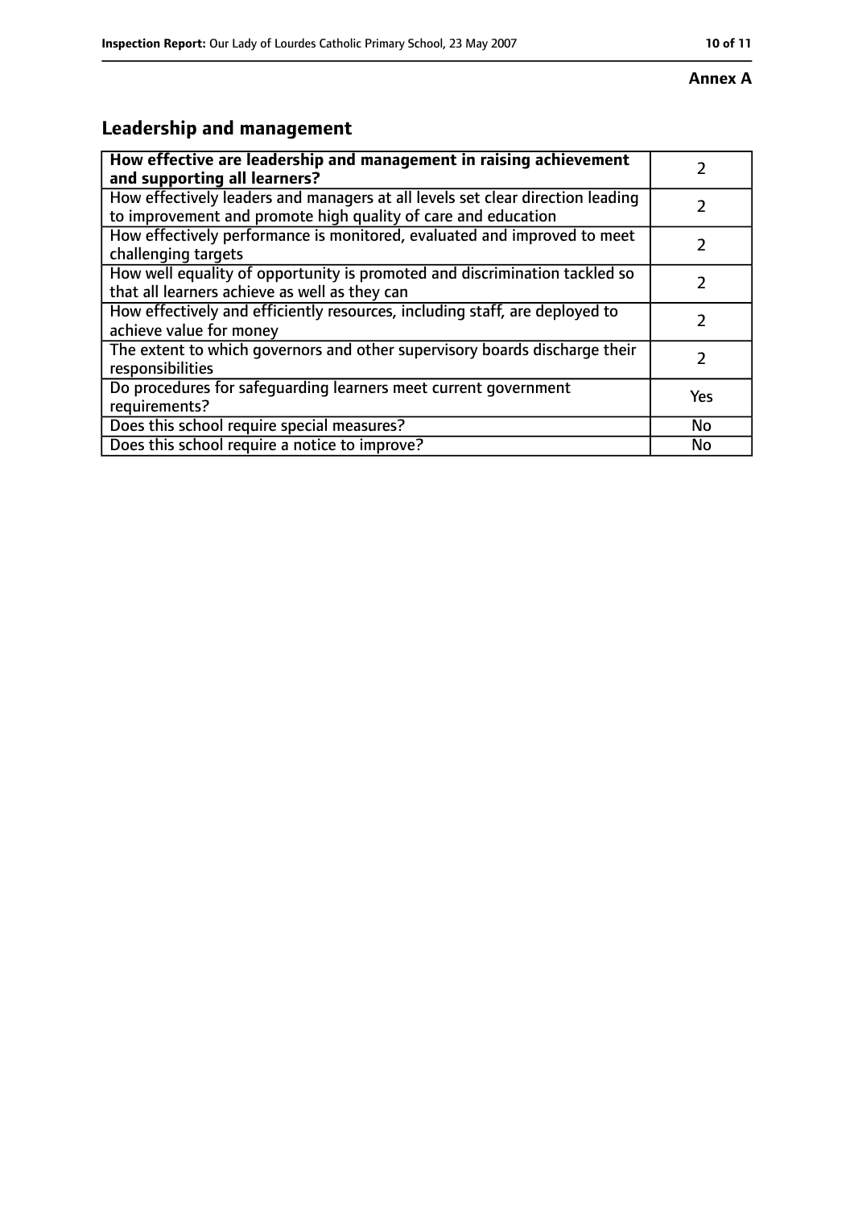**Annex A**

## Leadership and management

| How effective are leadership and management in raising achievement and supporting all learners? | 2 |
| --- | --- |
| How effectively leaders and managers at all levels set clear direction leading to improvement and promote high quality of care and education | 2 |
| How effectively performance is monitored, evaluated and improved to meet challenging targets | 2 |
| How well equality of opportunity is promoted and discrimination tackled so that all learners achieve as well as they can | 2 |
| How effectively and efficiently resources, including staff, are deployed to achieve value for money | 2 |
| The extent to which governors and other supervisory boards discharge their responsibilities | 2 |
| Do procedures for safeguarding learners meet current government requirements? | Yes |
| Does this school require special measures? | No |
| Does this school require a notice to improve? | No |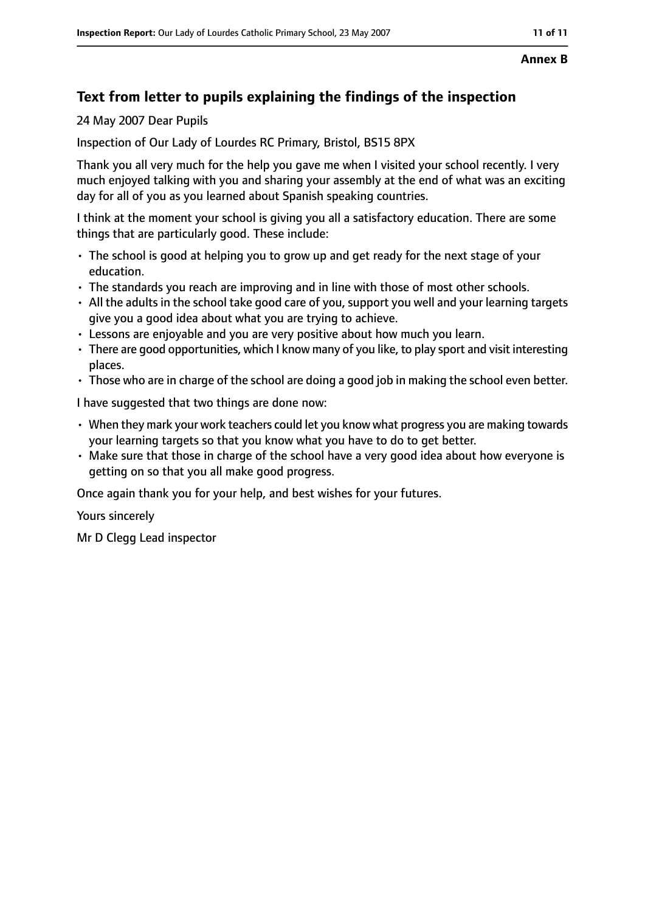**Annex B**

## Text from letter to pupils explaining the findings of the inspection

24 May 2007 Dear Pupils

Inspection of Our Lady of Lourdes RC Primary, Bristol, BS15 8PX

Thank you all very much for the help you gave me when I visited your school recently. I very much enjoyed talking with you and sharing your assembly at the end of what was an exciting day for all of you as you learned about Spanish speaking countries.

I think at the moment your school is giving you all a satisfactory education. There are some things that are particularly good. These include:

- The school is good at helping you to grow up and get ready for the next stage of your education.
- The standards you reach are improving and in line with those of most other schools.
- All the adults in the school take good care of you, support you well and your learning targets give you a good idea about what you are trying to achieve.
- Lessons are enjoyable and you are very positive about how much you learn.
- There are good opportunities, which I know many of you like, to play sport and visit interesting places.
- Those who are in charge of the school are doing a good job in making the school even better.

I have suggested that two things are done now:

- When they mark your work teachers could let you know what progress you are making towards your learning targets so that you know what you have to do to get better.
- Make sure that those in charge of the school have a very good idea about how everyone is getting on so that you all make good progress.

Once again thank you for your help, and best wishes for your futures.

Yours sincerely

Mr D Clegg Lead inspector